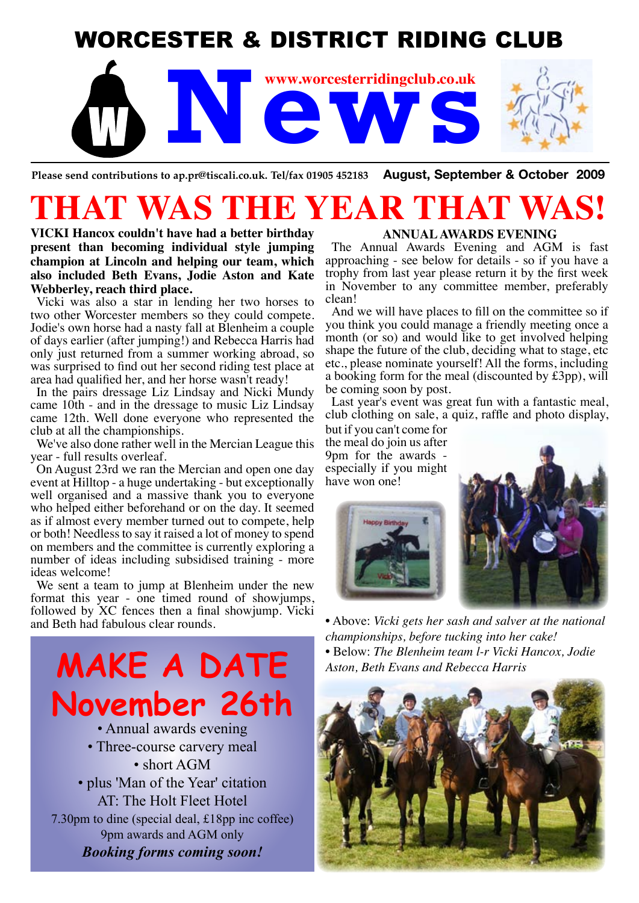# WORCESTER & DISTRICT RIDING CLUB

# News

www.worcesterridingclub.co.uk

Please send contributions to ap.pr@tiscali.co.uk. Tel/fax 01905 452183 **August, September & October 2009**

# THAT WAS THE YEAR THAT WAS!

**VICKI Hancox couldn't have had a better birthday present than becoming individual style jumping champion at Lincoln and helping our team, which also included Beth Evans, Jodie Aston and Kate Webberley, reach third place.**

Vicki was also a star in lending her two horses to two other Worcester members so they could compete. Jodie's own horse had a nasty fall at Blenheim a couple of days earlier (after jumping!) and Rebecca Harris had only just returned from a summer working abroad, so was surprised to find out her second riding test place at area had qualified her, and her horse wasn't ready!

In the pairs dressage Liz Lindsay and Nicki Mundy came 10th - and in the dressage to music Liz Lindsay came 12th. Well done everyone who represented the club at all the championships.

We've also done rather well in the Mercian League this year - full results overleaf.

On August 23rd we ran the Mercian and open one day event at Hilltop - a huge undertaking - but exceptionally well organised and a massive thank you to everyone who helped either beforehand or on the day. It seemed as if almost every member turned out to compete, help or both! Needless to say it raised a lot of money to spend on members and the committee is currently exploring a number of ideas including subsidised training - more ideas welcome!

We sent a team to jump at Blenheim under the new format this year - one timed round of showjumps, followed by XC fences then a final showjump. Vicki and Beth had fabulous clear rounds.

## MAKE A DATE November 26th

- Annual awards evening
- Three-course carvery meal
- short AGM
- plus 'Man of the Year' citation

AT: The Holt Fleet Hotel

7.30pm to dine (special deal, £18pp inc coffee)

9pm awards and AGM only

***Booking forms coming soon!***

### ANNUAL AWARDS EVENING

The Annual Awards Evening and AGM is fast approaching - see below for details - so if you have a trophy from last year please return it by the first week in November to any committee member, preferably clean!

And we will have places to fill on the committee so if you think you could manage a friendly meeting once a month (or so) and would like to get involved helping shape the future of the club, deciding what to stage, etc etc., please nominate yourself! All the forms, including a booking form for the meal (discounted by £3pp), will be coming soon by post.

Last year's event was great fun with a fantastic meal, club clothing on sale, a quiz, raffle and photo display, but if you can't come for the meal do join us after 9pm for the awards - especially if you might have won one!

- Above: *Vicki gets her sash and salver at the national championships, before tucking into her cake!*
- Below: *The Blenheim team l-r Vicki Hancox, Jodie Aston, Beth Evans and Rebecca Harris*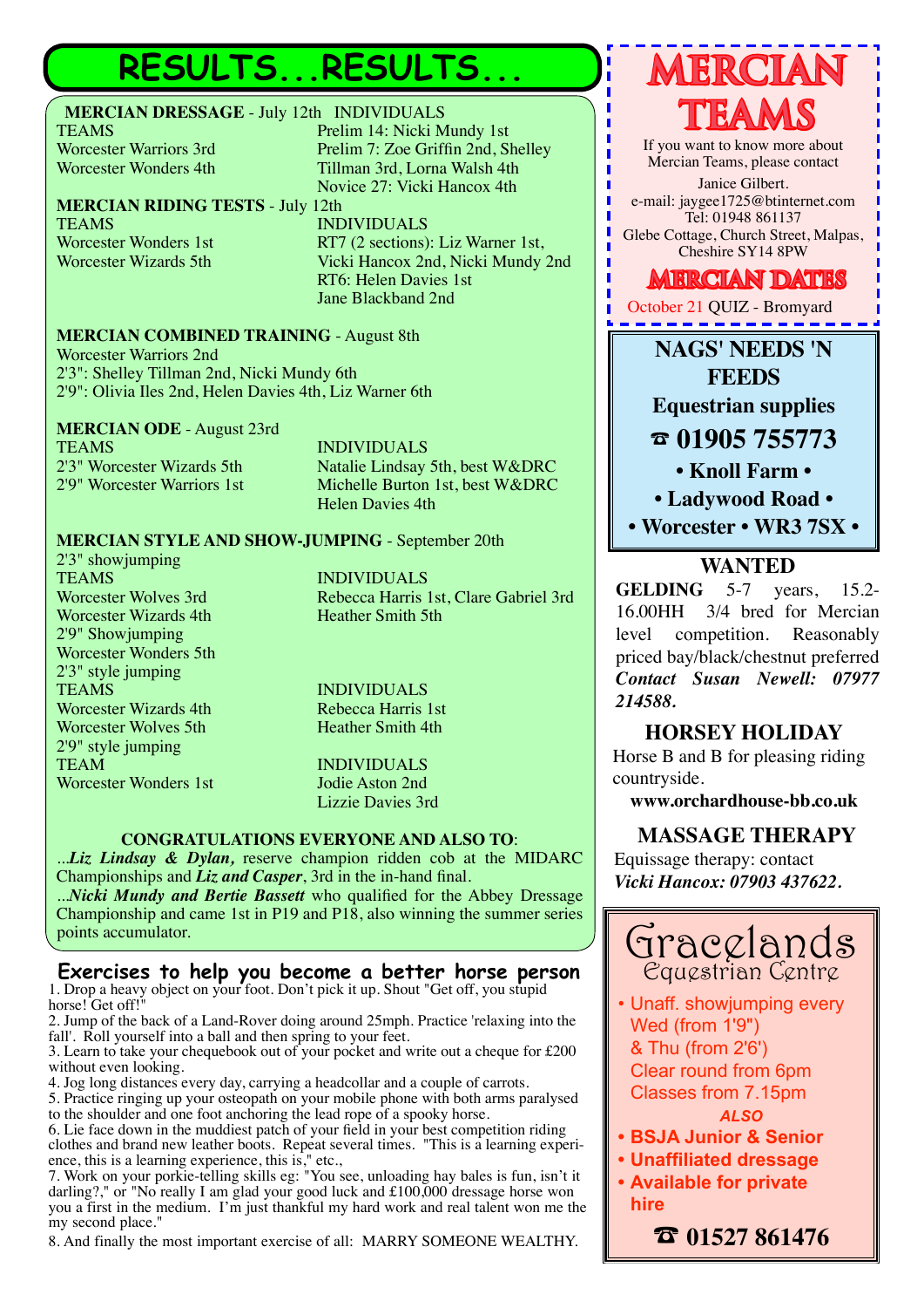# RESULTS...RESULTS...

**MERCIAN DRESSAGE** - July 12th

TEAMS
Worcester Warriors 3rd
Worcester Wonders 4th

INDIVIDUALS
Prelim 14: Nicki Mundy 1st
Prelim 7: Zoe Griffin 2nd, Shelley Tillman 3rd, Lorna Walsh 4th
Novice 27: Vicki Hancox 4th

**MERCIAN RIDING TESTS** - July 12th

TEAMS
Worcester Wonders 1st
Worcester Wizards 5th

INDIVIDUALS
RT7 (2 sections): Liz Warner 1st, Vicki Hancox 2nd, Nicki Mundy 2nd
RT6: Helen Davies 1st
Jane Blackband 2nd

**MERCIAN COMBINED TRAINING** - August 8th

Worcester Warriors 2nd
2'3": Shelley Tillman 2nd, Nicki Mundy 6th
2'9": Olivia Iles 2nd, Helen Davies 4th, Liz Warner 6th

**MERCIAN ODE** - August 23rd

TEAMS
2'3" Worcester Wizards 5th
2'9" Worcester Warriors 1st

INDIVIDUALS
Natalie Lindsay 5th, best W&DRC
Michelle Burton 1st, best W&DRC
Helen Davies 4th

**MERCIAN STYLE AND SHOW-JUMPING** - September 20th

2'3" showjumping
TEAMS
Worcester Wolves 3rd
Worcester Wizards 4th

INDIVIDUALS
Rebecca Harris 1st, Clare Gabriel 3rd
Heather Smith 5th

2'9" Showjumping
Worcester Wonders 5th

2'3" style jumping
TEAMS
Worcester Wizards 4th
Worcester Wolves 5th

INDIVIDUALS
Rebecca Harris 1st
Heather Smith 4th

2'9" style jumping
TEAM
Worcester Wonders 1st

INDIVIDUALS
Jodie Aston 2nd
Lizzie Davies 3rd

**CONGRATULATIONS EVERYONE AND ALSO TO**:

...***Liz Lindsay & Dylan,*** reserve champion ridden cob at the MIDARC Championships and ***Liz and Casper***, 3rd in the in-hand final.

...***Nicki Mundy and Bertie Bassett*** who qualified for the Abbey Dressage Championship and came 1st in P19 and P18, also winning the summer series points accumulator.

## Exercises to help you become a better horse person

1. Drop a heavy object on your foot. Don't pick it up. Shout "Get off, you stupid horse! Get off!"
2. Jump of the back of a Land-Rover doing around 25mph. Practice 'relaxing into the fall'. Roll yourself into a ball and then spring to your feet.
3. Learn to take your chequebook out of your pocket and write out a cheque for £200 without even looking.
4. Jog long distances every day, carrying a headcollar and a couple of carrots.
5. Practice ringing up your osteopath on your mobile phone with both arms paralysed to the shoulder and one foot anchoring the lead rope of a spooky horse.
6. Lie face down in the muddiest patch of your field in your best competition riding clothes and brand new leather boots. Repeat several times. "This is a learning experience, this is a learning experience, this is," etc.,
7. Work on your porkie-telling skills eg: "You see, unloading hay bales is fun, isn't it darling?," or "No really I am glad your good luck and £100,000 dressage horse won you a first in the medium. I'm just thankful my hard work and real talent won me the my second place."
8. And finally the most important exercise of all: MARRY SOMEONE WEALTHY.

# MERCIAN TEAMS

If you want to know more about Mercian Teams, please contact

Janice Gilbert.
e-mail: jaygee1725@btinternet.com
Tel: 01948 861137
Glebe Cottage, Church Street, Malpas, Cheshire SY14 8PW

## MERCIAN DATES

October 21 QUIZ - Bromyard

## NAGS' NEEDS 'N FEEDS

**Equestrian supplies**

**☎ 01905 755773**

**• Knoll Farm •**
**• Ladywood Road •**
**• Worcester • WR3 7SX •**

## WANTED

**GELDING** 5-7 years, 15.2-16.00HH 3/4 bred for Mercian level competition. Reasonably priced bay/black/chestnut preferred ***Contact Susan Newell: 07977 214588.***

## HORSEY HOLIDAY

Horse B and B for pleasing riding countryside.

**www.orchardhouse-bb.co.uk**

## MASSAGE THERAPY

Equissage therapy: contact
***Vicki Hancox: 07903 437622.***

## Gracelands
Equestrian Centre

- Unaff. showjumping every Wed (from 1'9") & Thu (from 2'6')
  Clear round from 6pm
  Classes from 7.15pm

*ALSO*

- **BSJA Junior & Senior**
- **Unaffiliated dressage**
- **Available for private hire**

**☎ 01527 861476**